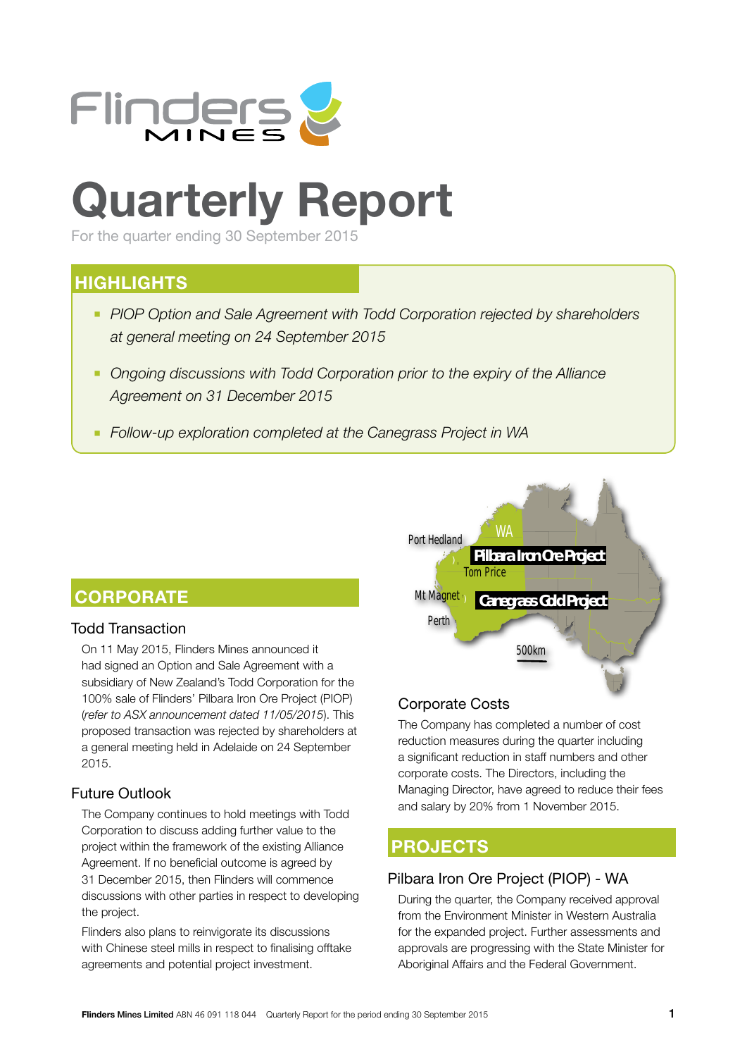# Quarterly Report

For the quarter ending 30 September 2015

## HIGHLIGHTS

- *PIOP Option and Sale Agreement with Todd Corporation rejected by shareholders at general meeting on 24 September 2015*
- *Ongoing discussions with Todd Corporation prior to the expiry of the Alliance Agreement on 31 December 2015*
- *Follow-up exploration completed at the Canegrass Project in WA*

## CORPORATE

### Todd Transaction

On 11 May 2015, Flinders Mines announced it had signed an Option and Sale Agreement with a subsidiary of New Zealand's Todd Corporation for the 100% sale of Flinders' Pilbara Iron Ore Project (PIOP) (*refer to ASX announcement dated 11/05/2015*). This proposed transaction was rejected by shareholders at a general meeting held in Adelaide on 24 September 2015.

### Future Outlook

The Company continues to hold meetings with Todd Corporation to discuss adding further value to the project within the framework of the existing Alliance Agreement. If no beneficial outcome is agreed by 31 December 2015, then Flinders will commence discussions with other parties in respect to developing the project.

Flinders also plans to reinvigorate its discussions with Chinese steel mills in respect to finalising offtake agreements and potential project investment.

### Corporate Costs

The Company has completed a number of cost reduction measures during the quarter including a significant reduction in staff numbers and other corporate costs. The Directors, including the Managing Director, have agreed to reduce their fees and salary by 20% from 1 November 2015.

## PROJECTS

### Pilbara Iron Ore Project (PIOP) - WA

During the quarter, the Company received approval from the Environment Minister in Western Australia for the expanded project. Further assessments and approvals are progressing with the State Minister for Aboriginal Affairs and the Federal Government.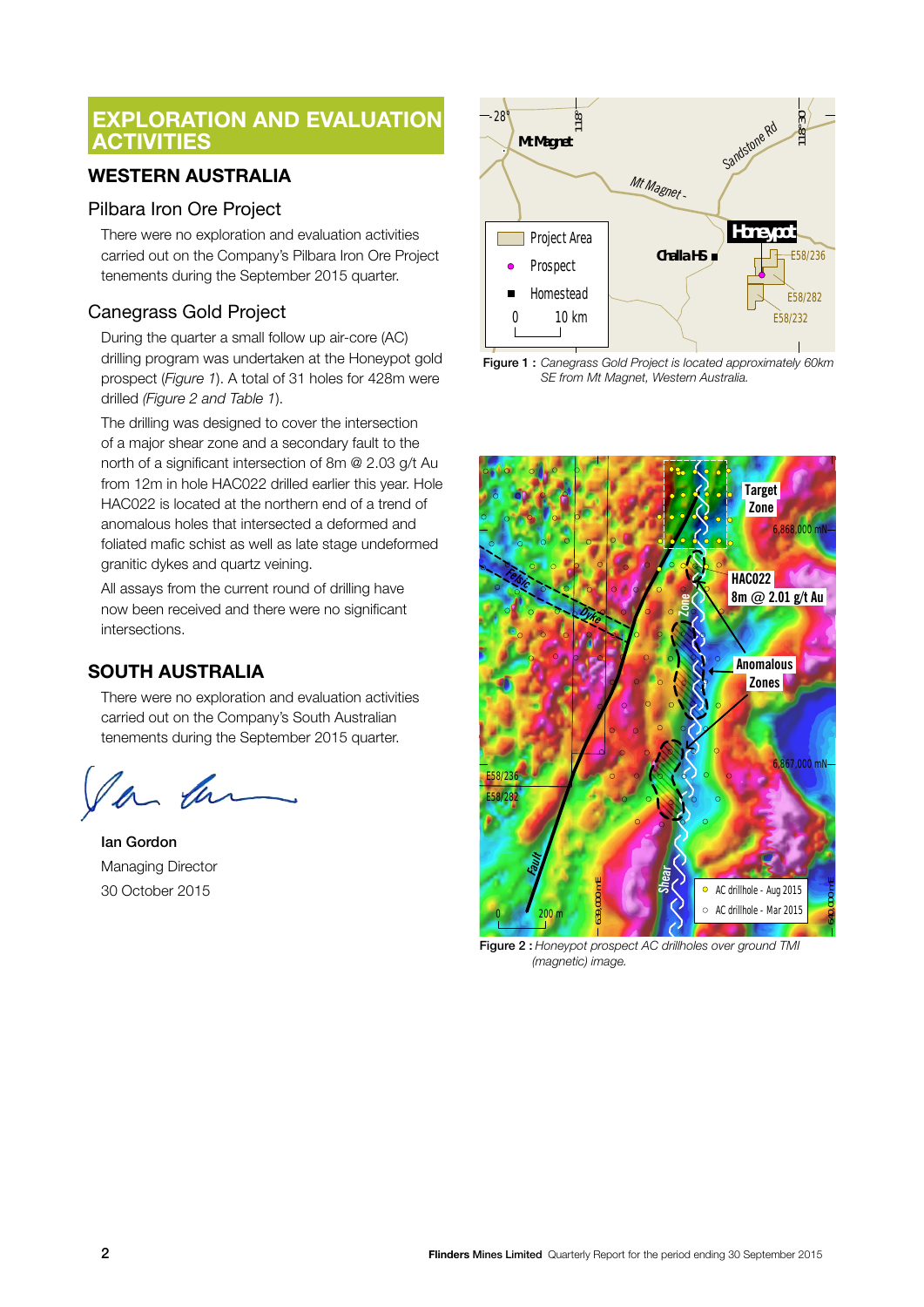# EXPLORATION AND EVALUATION ACTIVITIES

## WESTERN AUSTRALIA

### Pilbara Iron Ore Project

There were no exploration and evaluation activities carried out on the Company's Pilbara Iron Ore Project tenements during the September 2015 quarter.

### Canegrass Gold Project

During the quarter a small follow up air-core (AC) drilling program was undertaken at the Honeypot gold prospect (*Figure 1*). A total of 31 holes for 428m were drilled (*Figure 2 and Table 1*).

The drilling was designed to cover the intersection of a major shear zone and a secondary fault to the north of a significant intersection of 8m @ 2.03 g/t Au from 12m in hole HAC022 drilled earlier this year. Hole HAC022 is located at the northern end of a trend of anomalous holes that intersected a deformed and foliated mafic schist as well as late stage undeformed granitic dykes and quartz veining.

All assays from the current round of drilling have now been received and there were no significant intersections.

## SOUTH AUSTRALIA

There were no exploration and evaluation activities carried out on the Company's South Australian tenements during the September 2015 quarter.

Ian Gordon
Managing Director
30 October 2015

**Figure 1 :** *Canegrass Gold Project is located approximately 60km SE from Mt Magnet, Western Australia.*

**Figure 2 :** *Honeypot prospect AC drillholes over ground TMI (magnetic) image.*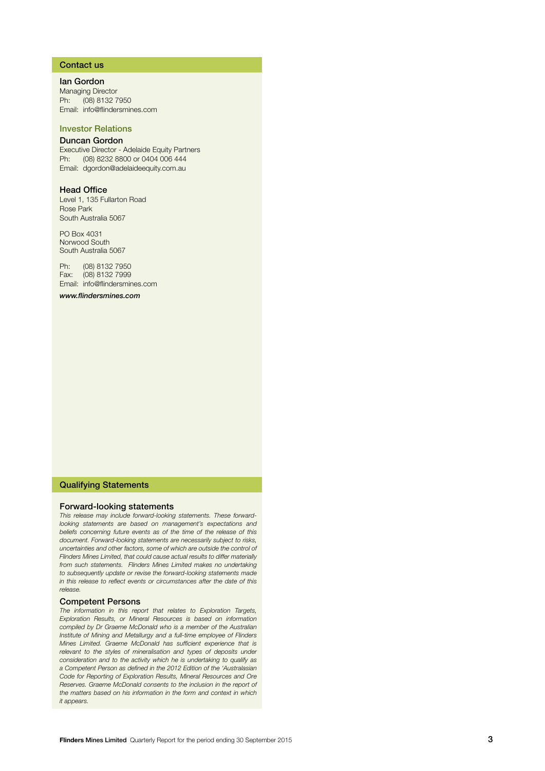## Contact us

### Ian Gordon

Managing Director
Ph: (08) 8132 7950
Email: info@flindersmines.com

### Investor Relations

### Duncan Gordon

Executive Director - Adelaide Equity Partners
Ph: (08) 8232 8800 or 0404 006 444
Email: dgordon@adelaideequity.com.au

### Head Office

Level 1, 135 Fullarton Road
Rose Park
South Australia 5067

PO Box 4031
Norwood South
South Australia 5067

Ph: (08) 8132 7950
Fax: (08) 8132 7999
Email: info@flindersmines.com

***www.flindersmines.com***

## Qualifying Statements

### Forward-looking statements

*This release may include forward-looking statements. These forward-looking statements are based on management's expectations and beliefs concerning future events as of the time of the release of this document. Forward-looking statements are necessarily subject to risks, uncertainties and other factors, some of which are outside the control of Flinders Mines Limited, that could cause actual results to differ materially from such statements. Flinders Mines Limited makes no undertaking to subsequently update or revise the forward-looking statements made in this release to reflect events or circumstances after the date of this release.*

### Competent Persons

*The information in this report that relates to Exploration Targets, Exploration Results, or Mineral Resources is based on information compiled by Dr Graeme McDonald who is a member of the Australian Institute of Mining and Metallurgy and a full-time employee of Flinders Mines Limited. Graeme McDonald has sufficient experience that is relevant to the styles of mineralisation and types of deposits under consideration and to the activity which he is undertaking to qualify as a Competent Person as defined in the 2012 Edition of the 'Australasian Code for Reporting of Exploration Results, Mineral Resources and Ore Reserves. Graeme McDonald consents to the inclusion in the report of the matters based on his information in the form and context in which it appears.*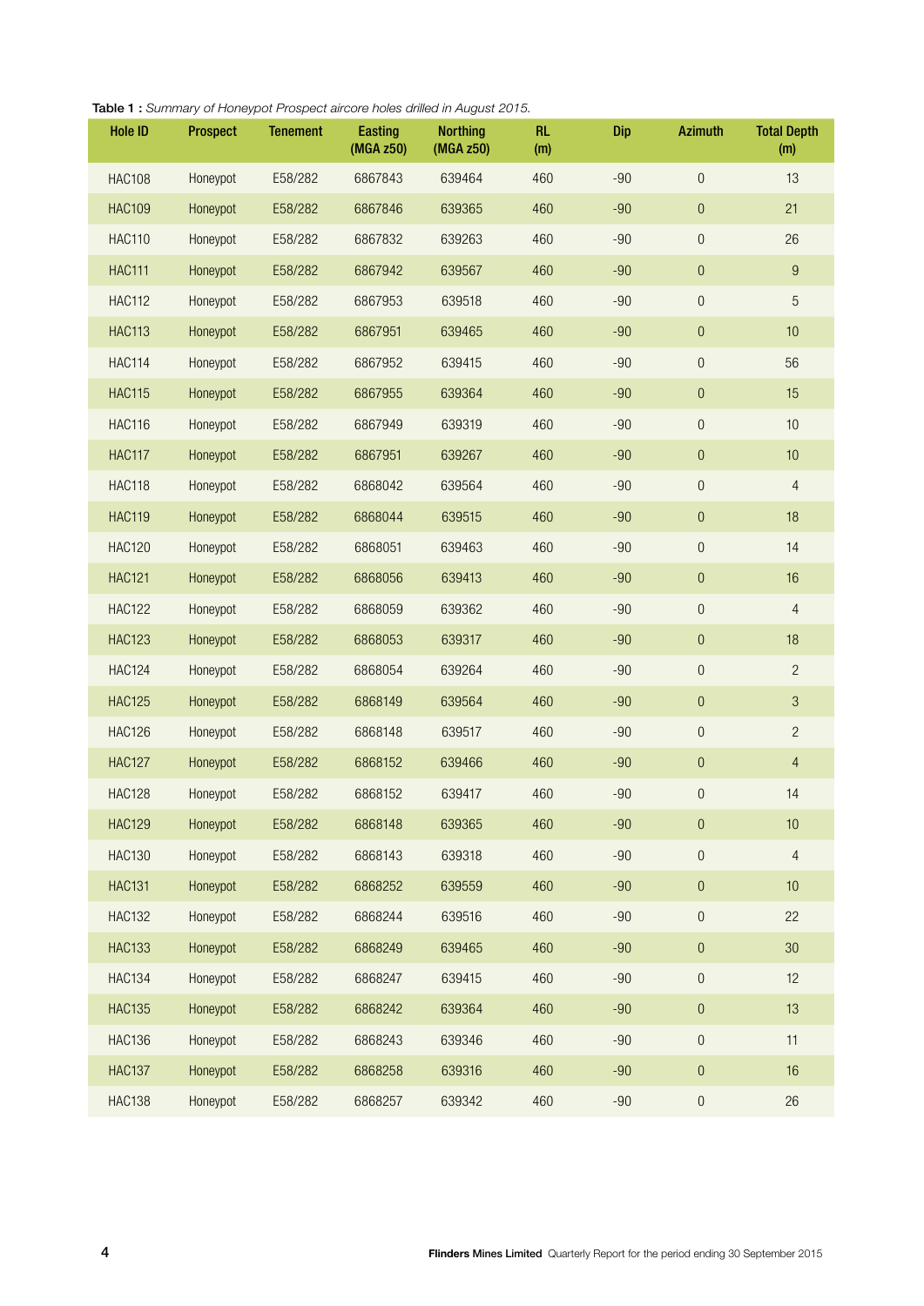**Table 1 :** *Summary of Honeypot Prospect aircore holes drilled in August 2015.*

| Hole ID | Prospect | Tenement | Easting (MGA z50) | Northing (MGA z50) | RL (m) | Dip | Azimuth | Total Depth (m) |
|---|---|---|---|---|---|---|---|---|
| HAC108 | Honeypot | E58/282 | 6867843 | 639464 | 460 | -90 | 0 | 13 |
| HAC109 | Honeypot | E58/282 | 6867846 | 639365 | 460 | -90 | 0 | 21 |
| HAC110 | Honeypot | E58/282 | 6867832 | 639263 | 460 | -90 | 0 | 26 |
| HAC111 | Honeypot | E58/282 | 6867942 | 639567 | 460 | -90 | 0 | 9 |
| HAC112 | Honeypot | E58/282 | 6867953 | 639518 | 460 | -90 | 0 | 5 |
| HAC113 | Honeypot | E58/282 | 6867951 | 639465 | 460 | -90 | 0 | 10 |
| HAC114 | Honeypot | E58/282 | 6867952 | 639415 | 460 | -90 | 0 | 56 |
| HAC115 | Honeypot | E58/282 | 6867955 | 639364 | 460 | -90 | 0 | 15 |
| HAC116 | Honeypot | E58/282 | 6867949 | 639319 | 460 | -90 | 0 | 10 |
| HAC117 | Honeypot | E58/282 | 6867951 | 639267 | 460 | -90 | 0 | 10 |
| HAC118 | Honeypot | E58/282 | 6868042 | 639564 | 460 | -90 | 0 | 4 |
| HAC119 | Honeypot | E58/282 | 6868044 | 639515 | 460 | -90 | 0 | 18 |
| HAC120 | Honeypot | E58/282 | 6868051 | 639463 | 460 | -90 | 0 | 14 |
| HAC121 | Honeypot | E58/282 | 6868056 | 639413 | 460 | -90 | 0 | 16 |
| HAC122 | Honeypot | E58/282 | 6868059 | 639362 | 460 | -90 | 0 | 4 |
| HAC123 | Honeypot | E58/282 | 6868053 | 639317 | 460 | -90 | 0 | 18 |
| HAC124 | Honeypot | E58/282 | 6868054 | 639264 | 460 | -90 | 0 | 2 |
| HAC125 | Honeypot | E58/282 | 6868149 | 639564 | 460 | -90 | 0 | 3 |
| HAC126 | Honeypot | E58/282 | 6868148 | 639517 | 460 | -90 | 0 | 2 |
| HAC127 | Honeypot | E58/282 | 6868152 | 639466 | 460 | -90 | 0 | 4 |
| HAC128 | Honeypot | E58/282 | 6868152 | 639417 | 460 | -90 | 0 | 14 |
| HAC129 | Honeypot | E58/282 | 6868148 | 639365 | 460 | -90 | 0 | 10 |
| HAC130 | Honeypot | E58/282 | 6868143 | 639318 | 460 | -90 | 0 | 4 |
| HAC131 | Honeypot | E58/282 | 6868252 | 639559 | 460 | -90 | 0 | 10 |
| HAC132 | Honeypot | E58/282 | 6868244 | 639516 | 460 | -90 | 0 | 22 |
| HAC133 | Honeypot | E58/282 | 6868249 | 639465 | 460 | -90 | 0 | 30 |
| HAC134 | Honeypot | E58/282 | 6868247 | 639415 | 460 | -90 | 0 | 12 |
| HAC135 | Honeypot | E58/282 | 6868242 | 639364 | 460 | -90 | 0 | 13 |
| HAC136 | Honeypot | E58/282 | 6868243 | 639346 | 460 | -90 | 0 | 11 |
| HAC137 | Honeypot | E58/282 | 6868258 | 639316 | 460 | -90 | 0 | 16 |
| HAC138 | Honeypot | E58/282 | 6868257 | 639342 | 460 | -90 | 0 | 26 |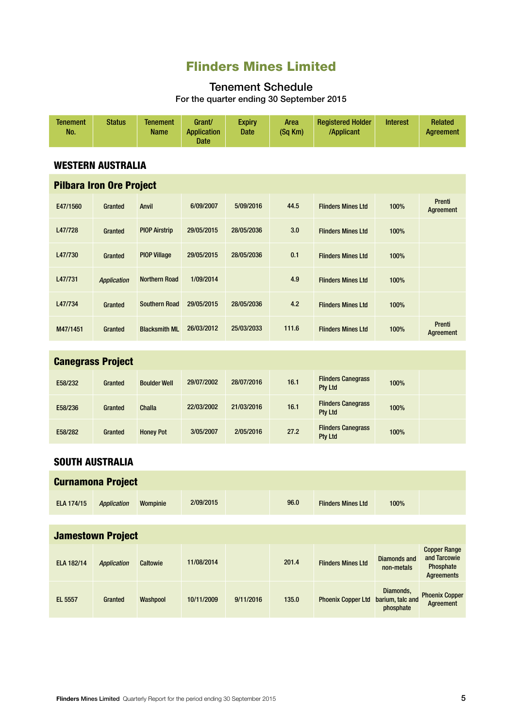# Flinders Mines Limited

## Tenement Schedule

For the quarter ending 30 September 2015

| Tenement No. | Status | Tenement Name | Grant/ Application Date | Expiry Date | Area (Sq Km) | Registered Holder /Applicant | Interest | Related Agreement |
|---|---|---|---|---|---|---|---|---|
| **WESTERN AUSTRALIA** | | | | | | | | |
| **Pilbara Iron Ore Project** | | | | | | | | |
| E47/1560 | Granted | Anvil | 6/09/2007 | 5/09/2016 | 44.5 | Flinders Mines Ltd | 100% | Prenti Agreement |
| L47/728 | Granted | PIOP Airstrip | 29/05/2015 | 28/05/2036 | 3.0 | Flinders Mines Ltd | 100% | |
| L47/730 | Granted | PIOP Village | 29/05/2015 | 28/05/2036 | 0.1 | Flinders Mines Ltd | 100% | |
| L47/731 | *Application* | Northern Road | 1/09/2014 | | 4.9 | Flinders Mines Ltd | 100% | |
| L47/734 | Granted | Southern Road | 29/05/2015 | 28/05/2036 | 4.2 | Flinders Mines Ltd | 100% | |
| M47/1451 | Granted | Blacksmith ML | 26/03/2012 | 25/03/2033 | 111.6 | Flinders Mines Ltd | 100% | Prenti Agreement |
| **Canegrass Project** | | | | | | | | |
| E58/232 | Granted | Boulder Well | 29/07/2002 | 28/07/2016 | 16.1 | Flinders Canegrass Pty Ltd | 100% | |
| E58/236 | Granted | Challa | 22/03/2002 | 21/03/2016 | 16.1 | Flinders Canegrass Pty Ltd | 100% | |
| E58/282 | Granted | Honey Pot | 3/05/2007 | 2/05/2016 | 27.2 | Flinders Canegrass Pty Ltd | 100% | |
| **SOUTH AUSTRALIA** | | | | | | | | |
| **Curnamona Project** | | | | | | | | |
| ELA 174/15 | *Application* | Wompinie | 2/09/2015 | | 96.0 | Flinders Mines Ltd | 100% | |
| **Jamestown Project** | | | | | | | | |
| ELA 182/14 | *Application* | Caltowie | 11/08/2014 | | 201.4 | Flinders Mines Ltd | Diamonds and non-metals | Copper Range and Tarcowie Phosphate Agreements |
| EL 5557 | Granted | Washpool | 10/11/2009 | 9/11/2016 | 135.0 | Phoenix Copper Ltd | Diamonds, barium, talc and phosphate | Phoenix Copper Agreement |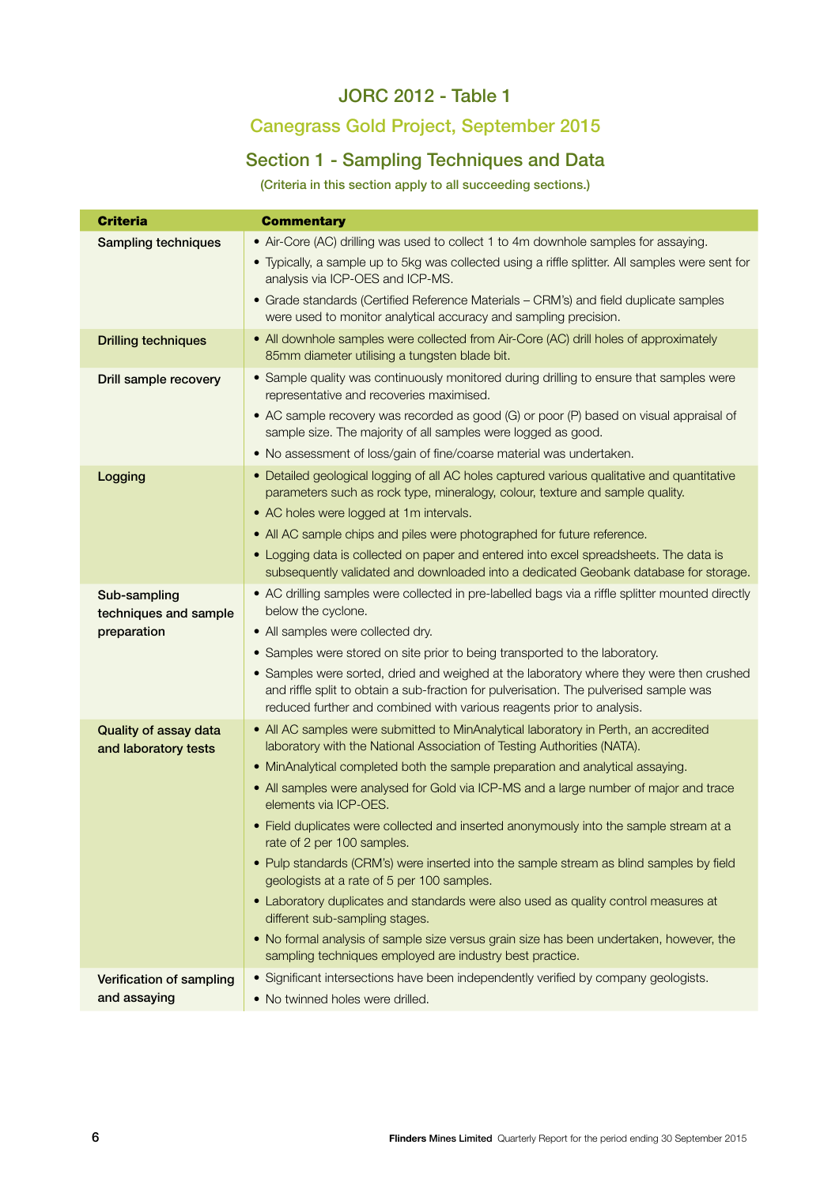## JORC 2012 - Table 1

### Canegrass Gold Project, September 2015

### Section 1 - Sampling Techniques and Data

(Criteria in this section apply to all succeeding sections.)

| Criteria | Commentary |
|---|---|
| Sampling techniques | • Air-Core (AC) drilling was used to collect 1 to 4m downhole samples for assaying.<br>• Typically, a sample up to 5kg was collected using a riffle splitter. All samples were sent for analysis via ICP-OES and ICP-MS.<br>• Grade standards (Certified Reference Materials – CRM's) and field duplicate samples were used to monitor analytical accuracy and sampling precision. |
| Drilling techniques | • All downhole samples were collected from Air-Core (AC) drill holes of approximately 85mm diameter utilising a tungsten blade bit. |
| Drill sample recovery | • Sample quality was continuously monitored during drilling to ensure that samples were representative and recoveries maximised.<br>• AC sample recovery was recorded as good (G) or poor (P) based on visual appraisal of sample size. The majority of all samples were logged as good.<br>• No assessment of loss/gain of fine/coarse material was undertaken. |
| Logging | • Detailed geological logging of all AC holes captured various qualitative and quantitative parameters such as rock type, mineralogy, colour, texture and sample quality.<br>• AC holes were logged at 1m intervals.<br>• All AC sample chips and piles were photographed for future reference.<br>• Logging data is collected on paper and entered into excel spreadsheets. The data is subsequently validated and downloaded into a dedicated Geobank database for storage. |
| Sub-sampling techniques and sample preparation | • AC drilling samples were collected in pre-labelled bags via a riffle splitter mounted directly below the cyclone.<br>• All samples were collected dry.<br>• Samples were stored on site prior to being transported to the laboratory.<br>• Samples were sorted, dried and weighed at the laboratory where they were then crushed and riffle split to obtain a sub-fraction for pulverisation. The pulverised sample was reduced further and combined with various reagents prior to analysis. |
| Quality of assay data and laboratory tests | • All AC samples were submitted to MinAnalytical laboratory in Perth, an accredited laboratory with the National Association of Testing Authorities (NATA).<br>• MinAnalytical completed both the sample preparation and analytical assaying.<br>• All samples were analysed for Gold via ICP-MS and a large number of major and trace elements via ICP-OES.<br>• Field duplicates were collected and inserted anonymously into the sample stream at a rate of 2 per 100 samples.<br>• Pulp standards (CRM's) were inserted into the sample stream as blind samples by field geologists at a rate of 5 per 100 samples.<br>• Laboratory duplicates and standards were also used as quality control measures at different sub-sampling stages.<br>• No formal analysis of sample size versus grain size has been undertaken, however, the sampling techniques employed are industry best practice. |
| Verification of sampling and assaying | • Significant intersections have been independently verified by company geologists.<br>• No twinned holes were drilled. |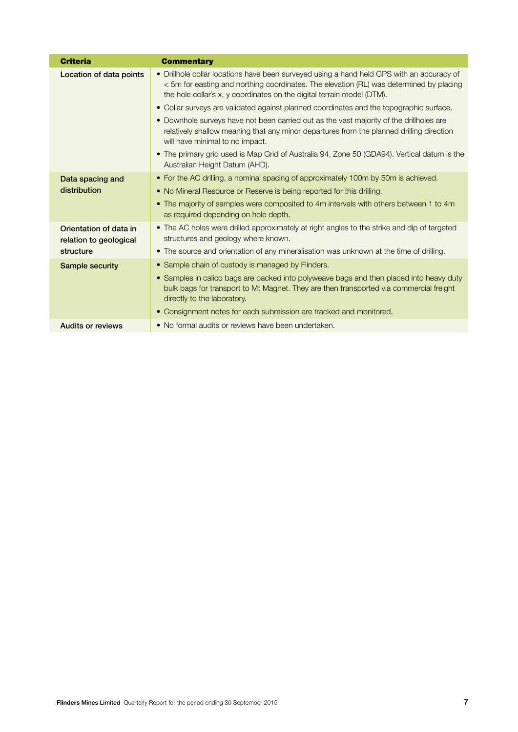| Criteria | Commentary |
|---|---|
| Location of data points | • Drillhole collar locations have been surveyed using a hand held GPS with an accuracy of < 5m for easting and northing coordinates. The elevation (RL) was determined by placing the hole collar's x, y coordinates on the digital terrain model (DTM).<br>• Collar surveys are validated against planned coordinates and the topographic surface.<br>• Downhole surveys have not been carried out as the vast majority of the drillholes are relatively shallow meaning that any minor departures from the planned drilling direction will have minimal to no impact.<br>• The primary grid used is Map Grid of Australia 94, Zone 50 (GDA94). Vertical datum is the Australian Height Datum (AHD). |
| Data spacing and distribution | • For the AC drilling, a nominal spacing of approximately 100m by 50m is achieved.<br>• No Mineral Resource or Reserve is being reported for this drilling.<br>• The majority of samples were composited to 4m intervals with others between 1 to 4m as required depending on hole depth. |
| Orientation of data in relation to geological structure | • The AC holes were drilled approximately at right angles to the strike and dip of targeted structures and geology where known.<br>• The source and orientation of any mineralisation was unknown at the time of drilling. |
| Sample security | • Sample chain of custody is managed by Flinders.<br>• Samples in calico bags are packed into polyweave bags and then placed into heavy duty bulk bags for transport to Mt Magnet. They are then transported via commercial freight directly to the laboratory.<br>• Consignment notes for each submission are tracked and monitored. |
| Audits or reviews | • No formal audits or reviews have been undertaken. |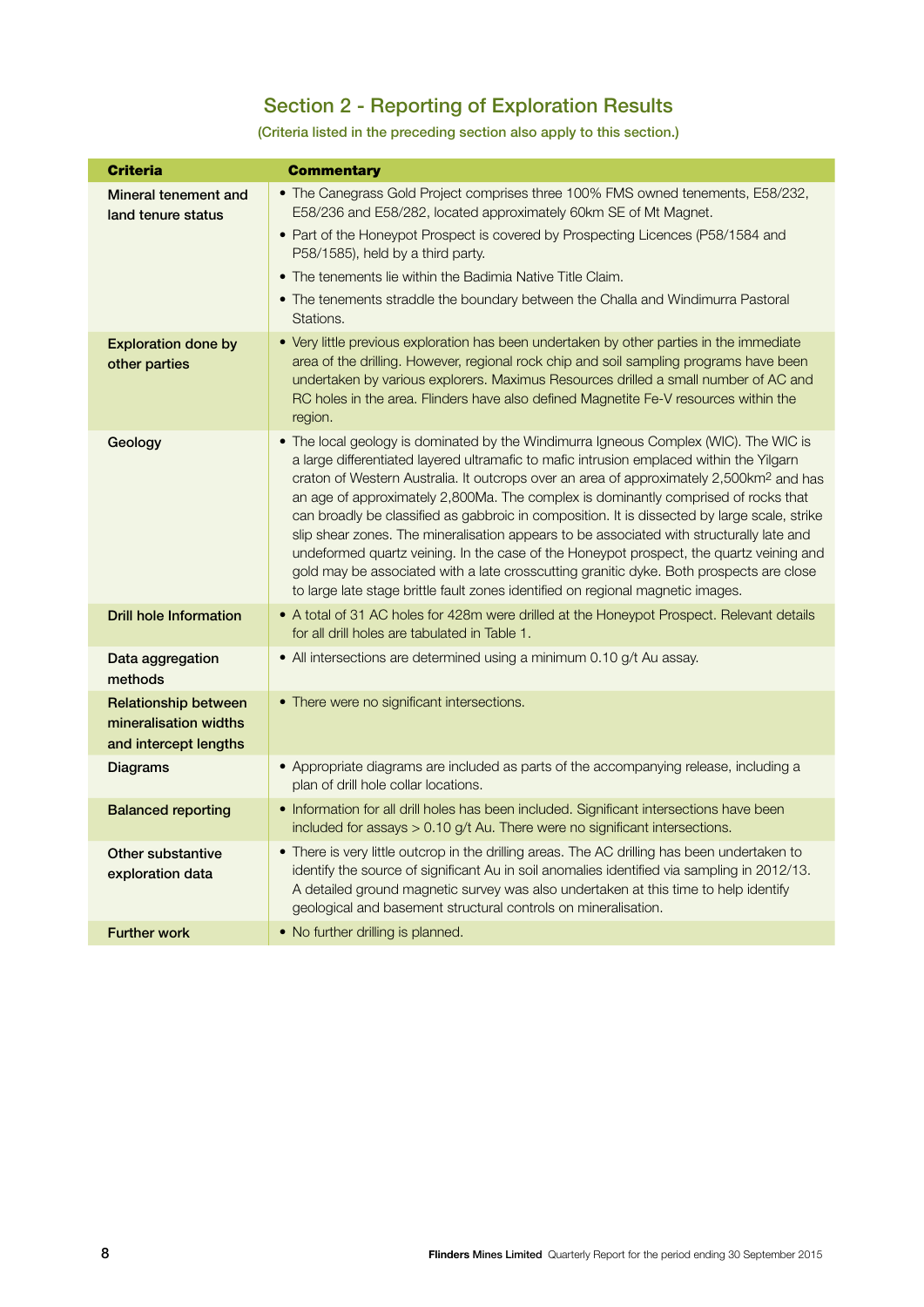## Section 2 - Reporting of Exploration Results

(Criteria listed in the preceding section also apply to this section.)

| Criteria | Commentary |
|---|---|
| Mineral tenement and land tenure status | • The Canegrass Gold Project comprises three 100% FMS owned tenements, E58/232, E58/236 and E58/282, located approximately 60km SE of Mt Magnet.<br>• Part of the Honeypot Prospect is covered by Prospecting Licences (P58/1584 and P58/1585), held by a third party.<br>• The tenements lie within the Badimia Native Title Claim.<br>• The tenements straddle the boundary between the Challa and Windimurra Pastoral Stations. |
| Exploration done by other parties | • Very little previous exploration has been undertaken by other parties in the immediate area of the drilling. However, regional rock chip and soil sampling programs have been undertaken by various explorers. Maximus Resources drilled a small number of AC and RC holes in the area. Flinders have also defined Magnetite Fe-V resources within the region. |
| Geology | • The local geology is dominated by the Windimurra Igneous Complex (WIC). The WIC is a large differentiated layered ultramafic to mafic intrusion emplaced within the Yilgarn craton of Western Australia. It outcrops over an area of approximately 2,500km$^2$ and has an age of approximately 2,800Ma. The complex is dominantly comprised of rocks that can broadly be classified as gabbroic in composition. It is dissected by large scale, strike slip shear zones. The mineralisation appears to be associated with structurally late and undeformed quartz veining. In the case of the Honeypot prospect, the quartz veining and gold may be associated with a late crosscutting granitic dyke. Both prospects are close to large late stage brittle fault zones identified on regional magnetic images. |
| Drill hole Information | • A total of 31 AC holes for 428m were drilled at the Honeypot Prospect. Relevant details for all drill holes are tabulated in Table 1. |
| Data aggregation methods | • All intersections are determined using a minimum 0.10 g/t Au assay. |
| Relationship between mineralisation widths and intercept lengths | • There were no significant intersections. |
| Diagrams | • Appropriate diagrams are included as parts of the accompanying release, including a plan of drill hole collar locations. |
| Balanced reporting | • Information for all drill holes has been included. Significant intersections have been included for assays > 0.10 g/t Au. There were no significant intersections. |
| Other substantive exploration data | • There is very little outcrop in the drilling areas. The AC drilling has been undertaken to identify the source of significant Au in soil anomalies identified via sampling in 2012/13. A detailed ground magnetic survey was also undertaken at this time to help identify geological and basement structural controls on mineralisation. |
| Further work | • No further drilling is planned. |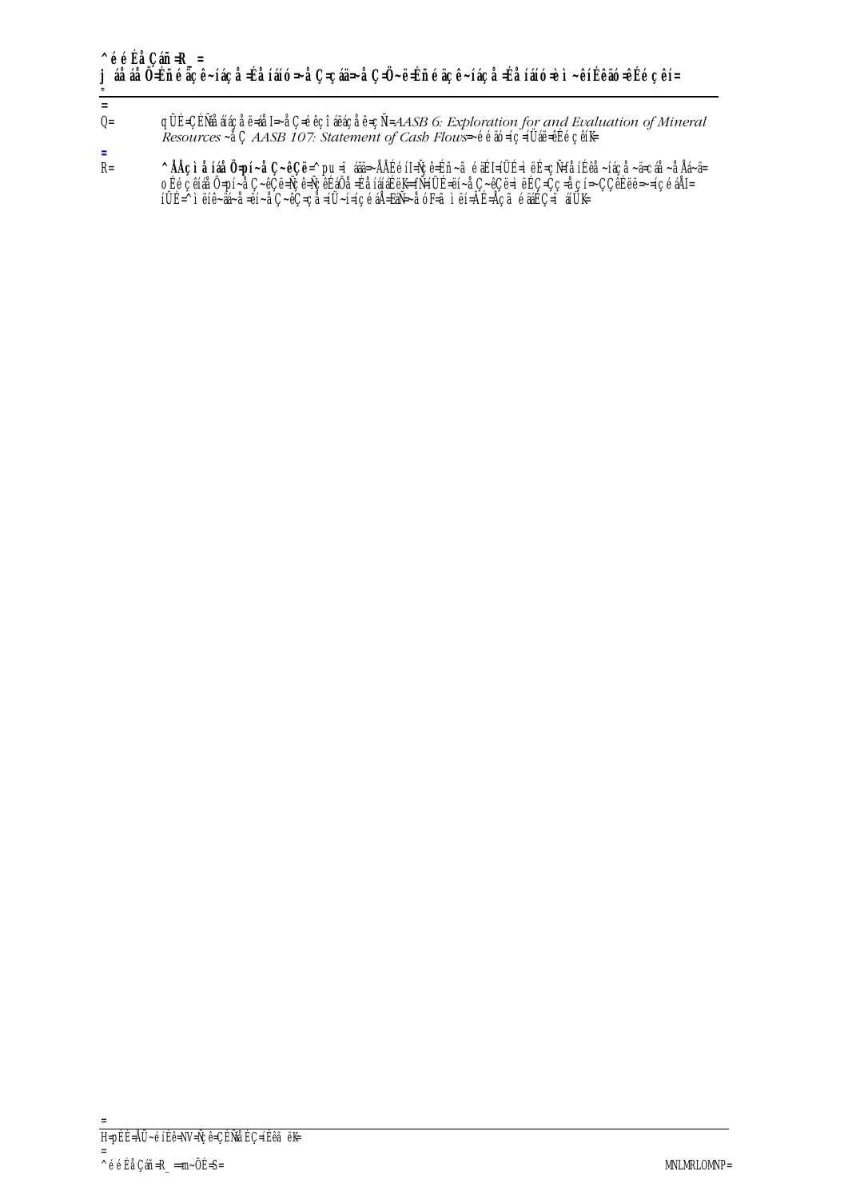**Appendix 5B**
**Mining exploration entity and oil and gas exploration entity quarterly report**

4. The definitions in, and provisions of, *AASB 6: Exploration for and Evaluation of Mineral Resources* and *AASB 107: Statement of Cash Flows* apply to this report.

5. **Accounting Standards** ASX will accept, for example, the use of International Financial Reporting Standards for foreign entities. If the standards used do not address a topic, the Australian standard on that topic (if any) must be complied with.